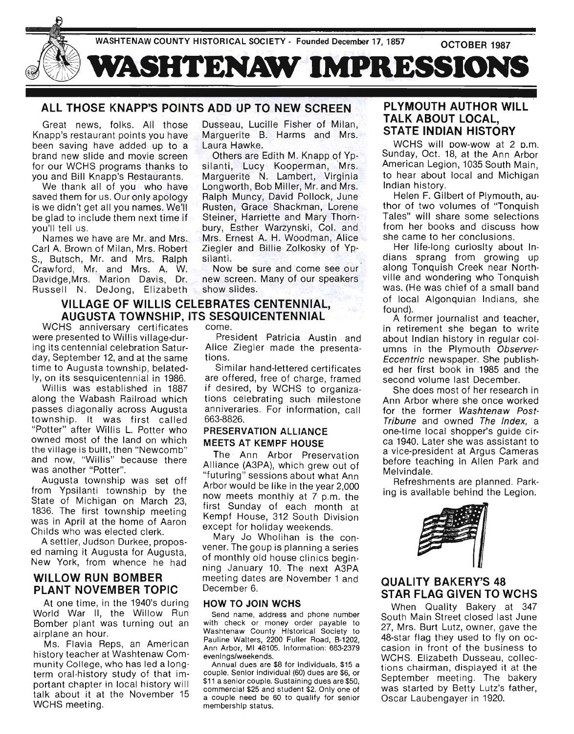WASHTENAW COUNTY HISTORICAL SOCIETY - Founded December 17, 1857

OCTOBER 1987

# WASHTENAW IMPRESSIONS

## ALL THOSE KNAPP'S POINTS ADD UP TO NEW SCREEN

Great news, folks. All those Knapp's restaurant points you have been saving have added up to a brand new slide and movie screen for our WCHS programs thanks to you and Bill Knapp's Restaurants.

We thank all of you who have saved them for us. Our only apology is we didn't get all you names. We'll be glad to include them next time if you'll tell us.

Names we have are Mr. and Mrs. Carl A. Brown of Milan, Mrs. Robert S., Butsch, Mr. and Mrs. Ralph Crawford, Mr. and Mrs. A. W. Davidge,Mrs. Marion Davis, Dr. Russell N. DeJong, Elizabeth Dusseau, Lucille Fisher of Milan, Marguerite B. Harms and Mrs. Laura Hawke.

Others are Edith M. Knapp of Ypsilanti, Lucy Kooperman, Mrs. Marguerite N. Lambert, Virginia Longworth, Bob Miller, Mr. and Mrs. Ralph Muncy, David Pollock, June Rusten, Grace Shackman, Lorene Steiner, Harriette and Mary Thornbury, Esther Warzynski, Col. and Mrs. Ernest A. H. Woodman, Alice Ziegler and Billie Zolkosky of Ypsilanti.

Now be sure and come see our new screen. Many of our speakers show slides.

## VILLAGE OF WILLIS CELEBRATES CENTENNIAL, AUGUSTA TOWNSHIP, ITS SESQUICENTENNIAL

WCHS anniversary certificates were presented to Willis village during its centennial celebration Saturday, September 12, and at the same time to Augusta township, belatedly, on its sesquicentennial in 1986.

Willis was established in 1887 along the Wabash Railroad which passes diagonally across Augusta township. It was first called "Potter" after Willis L. Potter who owned most of the land on which the village is built, then "Newcomb" and now, "Willis" because there was another "Potter".

Augusta township was set off from Ypsilanti township by the State of Michigan on March 23, 1836. The first township meeting was in April at the home of Aaron Childs who was elected clerk.

A settler, Judson Durkee, proposed naming it Augusta for Augusta, New York, from whence he had come.

President Patricia Austin and Alice Ziegler made the presentations.

Similar hand-lettered certificates are offered, free of charge, framed if desired, by WCHS to organizations celebrating such milestone anniveraries. For information, call 663-8826.

### PRESERVATION ALLIANCE MEETS AT KEMPF HOUSE

The Ann Arbor Preservation Alliance (A3PA), which grew out of "futuring" sessions about what Ann Arbor would be like in the year 2,000 now meets monthly at 7 p.m. the first Sunday of each month at Kempf House, 312 South Division except for holiday weekends.

Mary Jo Wholihan is the convener. The goup is planning a series of monthly old house clinics beginning January 10. The next A3PA meeting dates are November 1 and December 6.

## WILLOW RUN BOMBER PLANT NOVEMBER TOPIC

At one time, in the 1940's during World War II, the Willow Run Bomber plant was turning out an airplane an hour.

Ms. Flavia Reps, an American history teacher at Washtenaw Community College, who has led a longterm oral-history study of that important chapter in local history will talk about it at the November 15 WCHS meeting.

### HOW TO JOIN WCHS

Send name, address and phone number with check or money order payable to Washtenaw County Historical Society to Pauline Walters, 2200 Fuller Road, B-1202, Ann Arbor, MI 48105. Information: 663-2379 evenings/weekends.

Annual dues are $8 for individuals, $15 a couple. Senior individual (60) dues are $6, or $11 a senior couple. Sustaining dues are $50, commercial $25 and student $2. Only one of a couple need be 60 to qualify for senior membership status.

## PLYMOUTH AUTHOR WILL TALK ABOUT LOCAL, STATE INDIAN HISTORY

WCHS will pow-wow at 2 p.m. Sunday, Oct. 18, at the Ann Arbor American Legion, 1035 South Main, to hear about local and Michigan Indian history.

Helen F. Gilbert of Plymouth, author of two volumes of "Tonquish Tales" will share some selections from her books and discuss how she came to her conclusions.

Her life-long curiosity about Indians sprang from growing up along Tonquish Creek near Northville and wondering who Tonquish was. (He was chief of a small band of local Algonquian Indians, she found).

A former journalist and teacher, in retirement she began to write about Indian history in regular columns in the Plymouth *Observer-Eccentric* newspaper. She published her first book in 1985 and the second volume last December.

She does most of her research in Ann Arbor where she once worked for the former *Washtenaw Post-Tribune* and owned *The Index*, a one-time local shopper's guide circa 1940. Later she was assistant to a vice-president at Argus Cameras before teaching in Allen Park and Melvindale.

Refreshments are planned. Parking is available behind the Legion.

## QUALITY BAKERY'S 48 STAR FLAG GIVEN TO WCHS

When Quality Bakery at 347 South Main Street closed last June 27, Mrs. Burt Lutz, owner, gave the 48-star flag they used to fly on occasion in front of the business to WCHS. Elizabeth Dusseau, collections chairman, displayed it at the September meeting. The bakery was started by Betty Lutz's father, Oscar Laubengayer in 1920.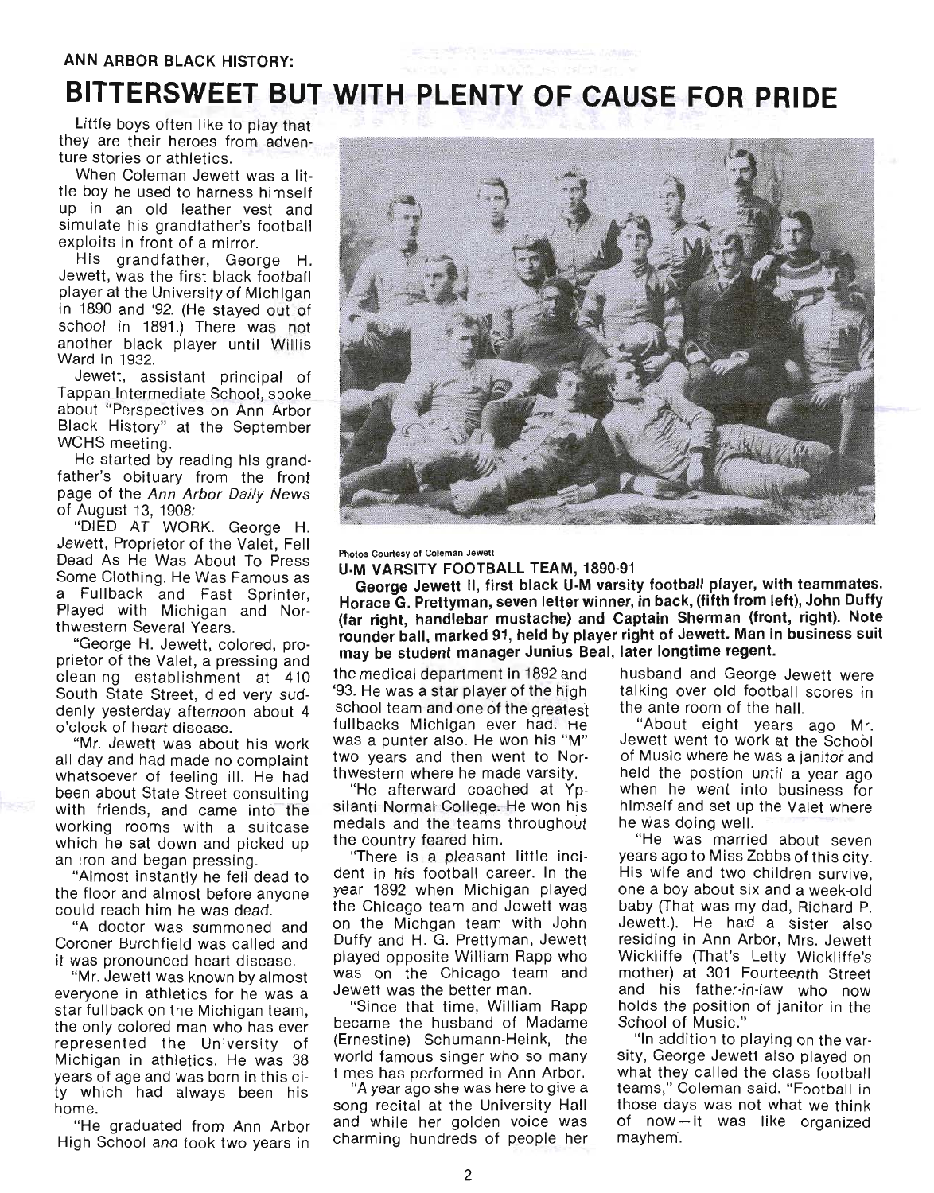**ANN ARBOR BLACK HISTORY:**

# BITTERSWEET BUT WITH PLENTY OF CAUSE FOR PRIDE

Little boys often like to play that they are their heroes from adventure stories or athletics.

When Coleman Jewett was a little boy he used to harness himself up in an old leather vest and simulate his grandfather's football exploits in front of a mirror.

His grandfather, George H. Jewett, was the first black football player at the University of Michigan in 1890 and '92. (He stayed out of school in 1891.) There was not another black player until Willis Ward in 1932.

Jewett, assistant principal of Tappan Intermediate School, spoke about "Perspectives on Ann Arbor Black History" at the September WCHS meeting.

He started by reading his grandfather's obituary from the front page of the *Ann Arbor Daily News* of August 13, 1908:

"DIED AT WORK. George H. Jewett, Proprietor of the Valet, Fell Dead As He Was About To Press Some Clothing. He Was Famous as a Fullback and Fast Sprinter, Played with Michigan and Northwestern Several Years.

"George H. Jewett, colored, proprietor of the Valet, a pressing and cleaning establishment at 410 South State Street, died very suddenly yesterday afternoon about 4 o'clock of heart disease.

"Mr. Jewett was about his work all day and had made no complaint whatsoever of feeling ill. He had been about State Street consulting with friends, and came into the working rooms with a suitcase which he sat down and picked up an iron and began pressing.

"Almost instantly he fell dead to the floor and almost before anyone could reach him he was dead.

"A doctor was summoned and Coroner Burchfield was called and it was pronounced heart disease.

"Mr. Jewett was known by almost everyone in athletics for he was a star fullback on the Michigan team, the only colored man who has ever represented the University of Michigan in athletics. He was 38 years of age and was born in this city which had always been his home.

"He graduated from Ann Arbor High School and took two years in the medical department in 1892 and '93. He was a star player of the high school team and one of the greatest fullbacks Michigan ever had. He was a punter also. He won his "M" two years and then went to Northwestern where he made varsity.

"He afterward coached at Ypsilanti Normal College. He won his medals and the teams throughout the country feared him.

"There is a pleasant little incident in his football career. In the year 1892 when Michigan played the Chicago team and Jewett was on the Michgan team with John Duffy and H. G. Prettyman, Jewett played opposite William Rapp who was on the Chicago team and Jewett was the better man.

"Since that time, William Rapp became the husband of Madame (Ernestine) Schumann-Heink, the world famous singer who so many times has performed in Ann Arbor.

"A year ago she was here to give a song recital at the University Hall and while her golden voice was charming hundreds of people her husband and George Jewett were talking over old football scores in the ante room of the hall.

"About eight years ago Mr. Jewett went to work at the School of Music where he was a janitor and held the postion until a year ago when he went into business for himself and set up the Valet where he was doing well.

"He was married about seven years ago to Miss Zebbs of this city. His wife and two children survive, one a boy about six and a week-old baby (That was my dad, Richard P. Jewett.). He had a sister also residing in Ann Arbor, Mrs. Jewett Wickliffe (That's Letty Wickliffe's mother) at 301 Fourteenth Street and his father-in-law who now holds the position of janitor in the School of Music."

"In addition to playing on the varsity, George Jewett also played on what they called the class football teams," Coleman said. "Football in those days was not what we think of now—it was like organized mayhem.

Photos Courtesy of Coleman Jewett

**U-M VARSITY FOOTBALL TEAM, 1890-91**

**George Jewett II, first black U-M varsity football player, with teammates. Horace G. Prettyman, seven letter winner, in back, (fifth from left), John Duffy (far right, handlebar mustache) and Captain Sherman (front, right). Note rounder ball, marked 91, held by player right of Jewett. Man in business suit may be student manager Junius Beal, later longtime regent.**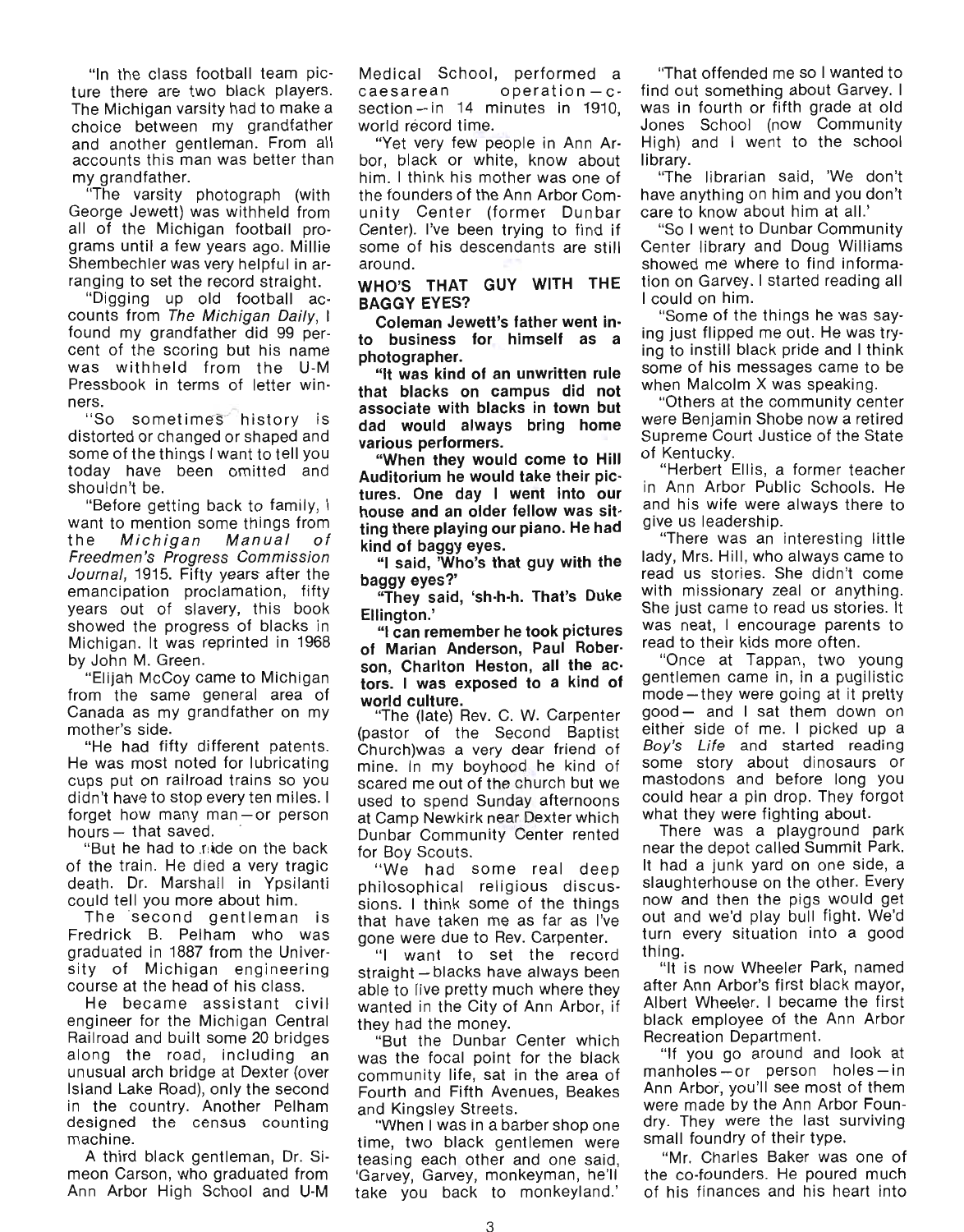"In the class football team picture there are two black players. The Michigan varsity had to make a choice between my grandfather and another gentleman. From all accounts this man was better than my grandfather.

"The varsity photograph (with George Jewett) was withheld from all of the Michigan football programs until a few years ago. Millie Shembechler was very helpful in arranging to set the record straight.

"Digging up old football accounts from *The Michigan Daily*, I found my grandfather did 99 percent of the scoring but his name was withheld from the U-M Pressbook in terms of letter winners.

"So sometimes history is distorted or changed or shaped and some of the things I want to tell you today have been omitted and shouldn't be.

"Before getting back to family, I want to mention some things from the *Michigan Manual of Freedmen's Progress Commission Journal*, 1915. Fifty years after the emancipation proclamation, fifty years out of slavery, this book showed the progress of blacks in Michigan. It was reprinted in 1968 by John M. Green.

"Elijah McCoy came to Michigan from the same general area of Canada as my grandfather on my mother's side.

"He had fifty different patents. He was most noted for lubricating cups put on railroad trains so you didn't have to stop every ten miles. I forget how many man—or person hours— that saved.

"But he had to ride on the back of the train. He died a very tragic death. Dr. Marshall in Ypsilanti could tell you more about him.

The second gentleman is Fredrick B. Pelham who was graduated in 1887 from the University of Michigan engineering course at the head of his class.

He became assistant civil engineer for the Michigan Central Railroad and built some 20 bridges along the road, including an unusual arch bridge at Dexter (over Island Lake Road), only the second in the country. Another Pelham designed the census counting machine.

A third black gentleman, Dr. Simeon Carson, who graduated from Ann Arbor High School and U-M Medical School, performed a caesarean operation—c-section—in 14 minutes in 1910, world record time.

"Yet very few people in Ann Arbor, black or white, know about him. I think his mother was one of the founders of the Ann Arbor Community Center (former Dunbar Center). I've been trying to find if some of his descendants are still around.

### WHO'S THAT GUY WITH THE BAGGY EYES?

**Coleman Jewett's father went into business for himself as a photographer.**

**"It was kind of an unwritten rule that blacks on campus did not associate with blacks in town but dad would always bring home various performers.**

**"When they would come to Hill Auditorium he would take their pictures. One day I went into our house and an older fellow was sitting there playing our piano. He had kind of baggy eyes.**

**"I said, 'Who's that guy with the baggy eyes?'**

**"They said, 'sh-h-h. That's Duke Ellington.'**

**"I can remember he took pictures of Marian Anderson, Paul Robeson, Charlton Heston, all the actors. I was exposed to a kind of world culture.**

"The (late) Rev. C. W. Carpenter (pastor of the Second Baptist Church)was a very dear friend of mine. In my boyhood he kind of scared me out of the church but we used to spend Sunday afternoons at Camp Newkirk near Dexter which Dunbar Community Center rented for Boy Scouts.

"We had some real deep philosophical religious discussions. I think some of the things that have taken me as far as I've gone were due to Rev. Carpenter.

"I want to set the record straight—blacks have always been able to live pretty much where they wanted in the City of Ann Arbor, if they had the money.

"But the Dunbar Center which was the focal point for the black community life, sat in the area of Fourth and Fifth Avenues, Beakes and Kingsley Streets.

"When I was in a barber shop one time, two black gentlemen were teasing each other and one said, 'Garvey, Garvey, monkeyman, he'll take you back to monkeyland.'

"That offended me so I wanted to find out something about Garvey. I was in fourth or fifth grade at old Jones School (now Community High) and I went to the school library.

"The librarian said, 'We don't have anything on him and you don't care to know about him at all.'

"So I went to Dunbar Community Center library and Doug Williams showed me where to find information on Garvey. I started reading all I could on him.

"Some of the things he was saying just flipped me out. He was trying to instill black pride and I think some of his messages came to be when Malcolm X was speaking.

"Others at the community center were Benjamin Shobe now a retired Supreme Court Justice of the State of Kentucky.

"Herbert Ellis, a former teacher in Ann Arbor Public Schools. He and his wife were always there to give us leadership.

"There was an interesting little lady, Mrs. Hill, who always came to read us stories. She didn't come with missionary zeal or anything. She just came to read us stories. It was neat, I encourage parents to read to their kids more often.

"Once at Tappan, two young gentlemen came in, in a pugilistic mode—they were going at it pretty good— and I sat them down on either side of me. I picked up a *Boy's Life* and started reading some story about dinosaurs or mastodons and before long you could hear a pin drop. They forgot what they were fighting about.

There was a playground park near the depot called Summit Park. It had a junk yard on one side, a slaughterhouse on the other. Every now and then the pigs would get out and we'd play bull fight. We'd turn every situation into a good thing.

"It is now Wheeler Park, named after Ann Arbor's first black mayor, Albert Wheeler. I became the first black employee of the Ann Arbor Recreation Department.

"If you go around and look at manholes—or person holes—in Ann Arbor, you'll see most of them were made by the Ann Arbor Foundry. They were the last surviving small foundry of their type.

"Mr. Charles Baker was one of the co-founders. He poured much of his finances and his heart into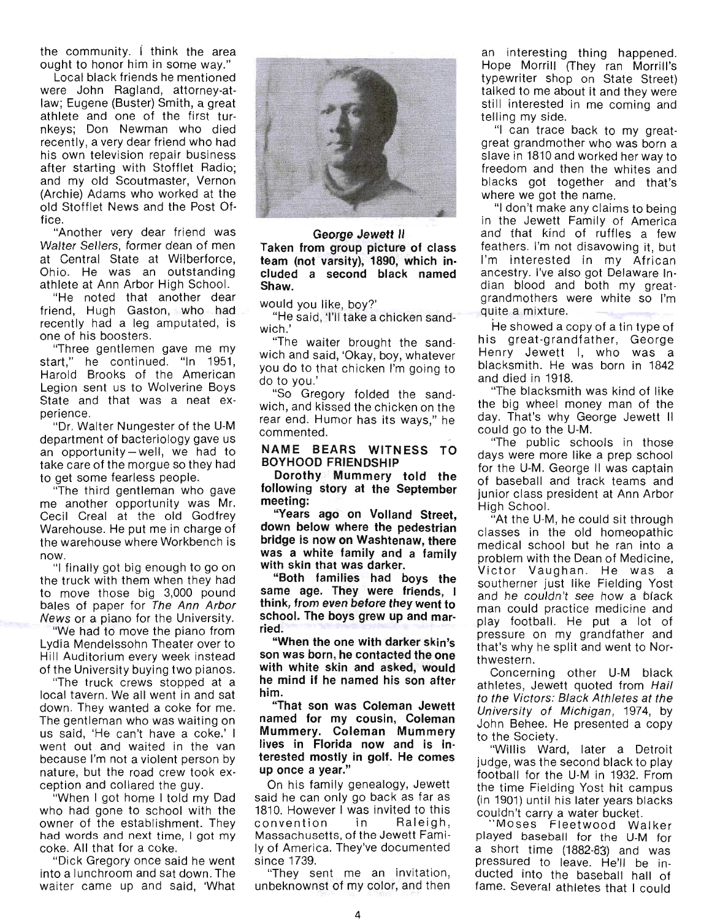the community. I think the area ought to honor him in some way."

Local black friends he mentioned were John Ragland, attorney-at-law; Eugene (Buster) Smith, a great athlete and one of the first turnkeys; Don Newman who died recently, a very dear friend who had his own television repair business after starting with Stofflet Radio; and my old Scoutmaster, Vernon (Archie) Adams who worked at the old Stofflet News and the Post Office.

"Another very dear friend was *Walter Sellers*, former dean of men at Central State at Wilberforce, Ohio. He was an outstanding athlete at Ann Arbor High School.

"He noted that another dear friend, Hugh Gaston, who had recently had a leg amputated, is one of his boosters.

"Three gentlemen gave me my start," he continued. "In 1951, Harold Brooks of the American Legion sent us to Wolverine Boys State and that was a neat experience.

"Dr. Walter Nungester of the U-M department of bacteriology gave us an opportunity—well, we had to take care of the morgue so they had to get some fearless people.

"The third gentleman who gave me another opportunity was Mr. Cecil Creal at the old Godfrey Warehouse. He put me in charge of the warehouse where Workbench is now.

"I finally got big enough to go on the truck with them when they had to move those big 3,000 pound bales of paper for *The Ann Arbor News* or a piano for the University.

"We had to move the piano from Lydia Mendelssohn Theater over to Hill Auditorium every week instead of the University buying two pianos.

"The truck crews stopped at a local tavern. We all went in and sat down. They wanted a coke for me. The gentleman who was waiting on us said, 'He can't have a coke.' I went out and waited in the van because I'm not a violent person by nature, but the road crew took exception and collared the guy.

"When I got home I told my Dad who had gone to school with the owner of the establishment. They had words and next time, I got my coke. All that for a coke.

"Dick Gregory once said he went into a lunchroom and sat down. The waiter came up and said, 'What would you like, boy?'

"He said, 'I'll take a chicken sandwich.'

"The waiter brought the sandwich and said, 'Okay, boy, whatever you do to that chicken I'm going to do to you.'

"So Gregory folded the sandwich, and kissed the chicken on the rear end. Humor has its ways," he commented.

**George Jewett II**
**Taken from group picture of class team (not varsity), 1890, which included a second black named Shaw.**

## NAME BEARS WITNESS TO BOYHOOD FRIENDSHIP

**Dorothy Mummery told the following story at the September meeting:**

**"Years ago on Volland Street, down below where the pedestrian bridge is now on Washtenaw, there was a white family and a family with skin that was darker.**

**"Both families had boys the same age. They were friends, I think, *from even before* they went to school. The boys grew up and married.**

**"When the one with darker skin's son was born, he contacted the one with white skin and asked, would he mind if he named his son after him.**

**"That son was Coleman Jewett named for my cousin, Coleman Mummery. Coleman Mummery lives in Florida now and is interested mostly in golf. He comes up once a year."**

On his family genealogy, Jewett said he can only go back as far as 1810. However I was invited to this convention in Raleigh, Massachusetts, of the Jewett Family of America. They've documented since 1739.

"They sent me an invitation, unbeknownst of my color, and then an interesting thing happened. Hope Morrill (They ran Morrill's typewriter shop on State Street) talked to me about it and they were still interested in me coming and telling my side.

"I can trace back to my great-great grandmother who was born a slave in 1810 and worked her way to freedom and then the whites and blacks got together and that's where we got the name.

"I don't make any claims to being in the Jewett Family of America and that kind of ruffles a few feathers. I'm not disavowing it, but I'm interested in my African ancestry. I've also got Delaware Indian blood and both my great-grandmothers were white so I'm quite a mixture.

He showed a copy of a tin type of his great-grandfather, George Henry Jewett I, who was a blacksmith. He was born in 1842 and died in 1918.

"The blacksmith was kind of like the big wheel money man of the day. That's why George Jewett II could go to the U-M.

"The public schools in those days were more like a prep school for the U-M. George II was captain of baseball and track teams and junior class president at Ann Arbor High School.

"At the U-M, he could sit through classes in the old homeopathic medical school but he ran into a problem with the Dean of Medicine, Victor Vaughan. He was a southerner just like Fielding Yost and *he couldn't see* how a black man could practice medicine and play football. He put a lot of pressure on my grandfather and that's why he split and went to Northwestern.

Concerning other U-M black athletes, Jewett quoted from *Hail to the Victors: Black Athletes at the University of Michigan*, 1974, by John Behee. He presented a copy to the Society.

"Willis Ward, later a Detroit judge, was the second black to play football for the U-M in 1932. From the time Fielding Yost hit campus (in 1901) until his later years blacks couldn't carry a water bucket.

"Moses Fleetwood Walker played baseball for the U-M for a short time (1882-83) and was pressured to leave. He'll be inducted into the baseball hall of fame. Several athletes that I could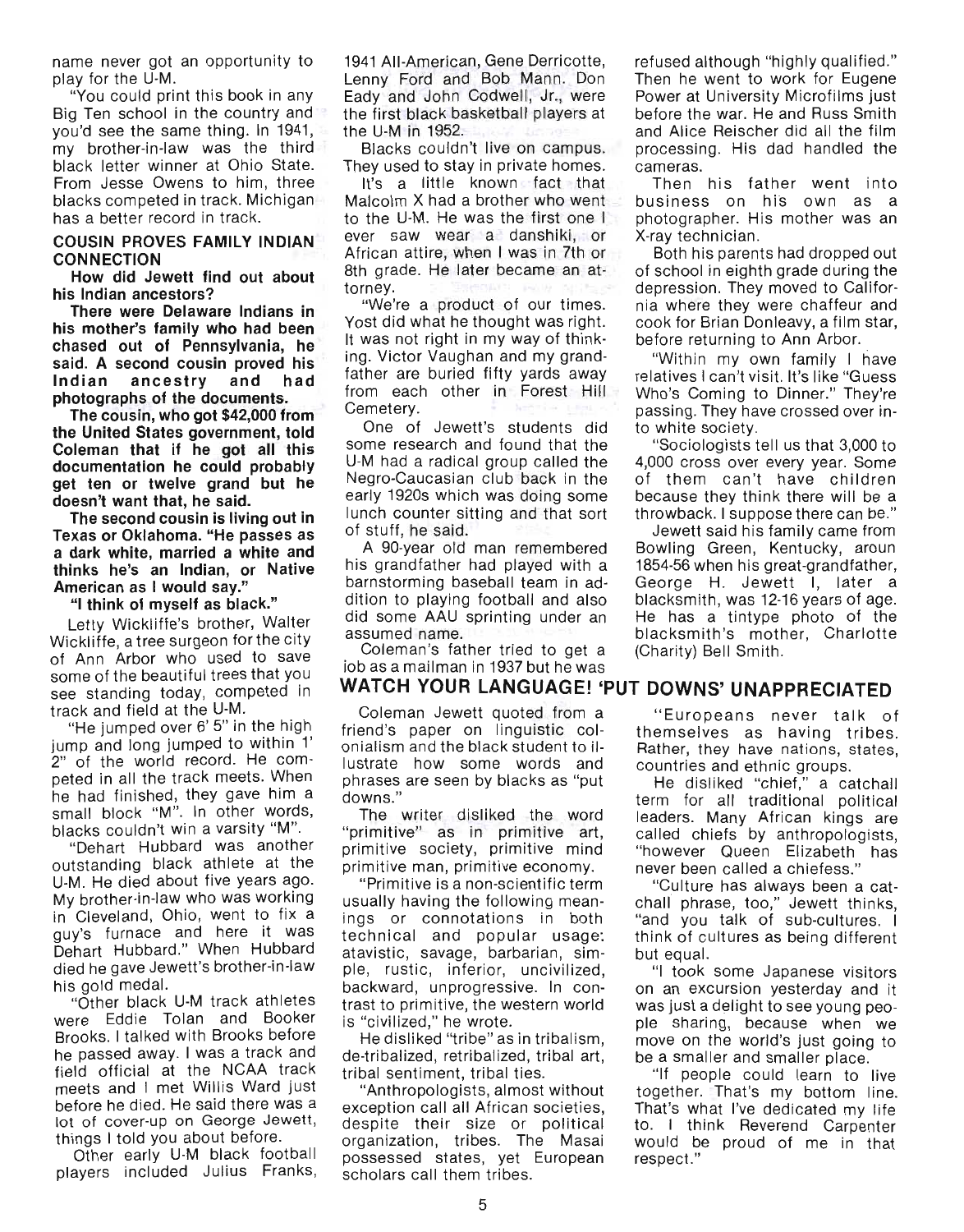name never got an opportunity to play for the U-M.

"You could print this book in any Big Ten school in the country and you'd see the same thing. In 1941, my brother-in-law was the third black letter winner at Ohio State. From Jesse Owens to him, three blacks competed in track. Michigan has a better record in track.

### COUSIN PROVES FAMILY INDIAN CONNECTION

**How did Jewett find out about his Indian ancestors?**

**There were Delaware Indians in his mother's family who had been chased out of Pennsylvania, he said. A second cousin proved his Indian ancestry and had photographs of the documents.**

**The cousin, who got $42,000 from the United States government, told Coleman that if he got all this documentation he could probably get ten or twelve grand but he doesn't want that, he said.**

**The second cousin is living out in Texas or Oklahoma. "He passes as a dark white, married a white and thinks he's an Indian, or Native American as I would say."**

**"I think of myself as black."**

Letty Wickliffe's brother, Walter Wickliffe, a tree surgeon for the city of Ann Arbor who used to save some of the beautiful trees that you see standing today, competed in track and field at the U-M.

"He jumped over 6' 5" in the high jump and long jumped to within 1' 2" of the world record. He competed in all the track meets. When he had finished, they gave him a small block "M". In other words, blacks couldn't win a varsity "M".

"Dehart Hubbard was another outstanding black athlete at the U-M. He died about five years ago. My brother-in-law who was working in Cleveland, Ohio, went to fix a guy's furnace and here it was Dehart Hubbard." When Hubbard died he gave Jewett's brother-in-law his gold medal.

"Other black U-M track athletes were Eddie Tolan and Booker Brooks. I talked with Brooks before he passed away. I was a track and field official at the NCAA track meets and I met Willis Ward just before he died. He said there was a lot of cover-up on George Jewett, things I told you about before.

Other early U-M black football players included Julius Franks, 1941 All-American, Gene Derricotte, Lenny Ford and Bob Mann. Don Eady and John Codwell, Jr., were the first black basketball players at the U-M in 1952.

Blacks couldn't live on campus. They used to stay in private homes.

It's a little known fact that Malcolm X had a brother who went to the U-M. He was the first one I ever saw wear a danshiki, or African attire, when I was in 7th or 8th grade. He later became an attorney.

"We're a product of our times. Yost did what he thought was right. It was not right in my way of thinking. Victor Vaughan and my grandfather are buried fifty yards away from each other in Forest Hill Cemetery.

One of Jewett's students did some research and found that the U-M had a radical group called the Negro-Caucasian club back in the early 1920s which was doing some lunch counter sitting and that sort of stuff, he said.

A 90-year old man remembered his grandfather had played with a barnstorming baseball team in addition to playing football and also did some AAU sprinting under an assumed name.

Coleman's father tried to get a job as a mailman in 1937 but he was refused although "highly qualified." Then he went to work for Eugene Power at University Microfilms just before the war. He and Russ Smith and Alice Reischer did all the film processing. His dad handled the cameras.

Then his father went into business on his own as a photographer. His mother was an X-ray technician.

Both his parents had dropped out of school in eighth grade during the depression. They moved to California where they were chaffeur and cook for Brian Donleavy, a film star, before returning to Ann Arbor.

"Within my own family I have relatives I can't visit. It's like "Guess Who's Coming to Dinner." They're passing. They have crossed over into white society.

"Sociologists tell us that 3,000 to 4,000 cross over every year. Some of them can't have children because they think there will be a throwback. I suppose there can be."

Jewett said his family came from Bowling Green, Kentucky, aroun 1854-56 when his great-grandfather, George H. Jewett I, later a blacksmith, was 12-16 years of age. He has a tintype photo of the blacksmith's mother, Charlotte (Charity) Bell Smith.

## WATCH YOUR LANGUAGE! 'PUT DOWNS' UNAPPRECIATED

Coleman Jewett quoted from a friend's paper on linguistic colonialism and the black student to illustrate how some words and phrases are seen by blacks as "put downs."

The writer disliked the word "primitive" as in primitive art, primitive society, primitive mind primitive man, primitive economy.

"Primitive is a non-scientific term usually having the following meanings or connotations in both technical and popular usage: atavistic, savage, barbarian, simple, rustic, inferior, uncivilized, backward, unprogressive. In contrast to primitive, the western world is "civilized," he wrote.

He disliked "tribe" as in tribalism, de-tribalized, retribalized, tribal art, tribal sentiment, tribal ties.

"Anthropologists, almost without exception call all African societies, despite their size or political organization, tribes. The Masai possessed states, yet European scholars call them tribes.

"Europeans never talk of themselves as having tribes. Rather, they have nations, states, countries and ethnic groups.

He disliked "chief," a catchall term for all traditional political leaders. Many African kings are called chiefs by anthropologists, "however Queen Elizabeth has never been called a chiefess."

"Culture has always been a catchall phrase, too," Jewett thinks, "and you talk of sub-cultures. I think of cultures as being different but equal.

"I took some Japanese visitors on an excursion yesterday and it was just a delight to see young people sharing, because when we move on the world's just going to be a smaller and smaller place.

"If people could learn to live together. That's my bottom line. That's what I've dedicated my life to. I think Reverend Carpenter would be proud of me in that respect."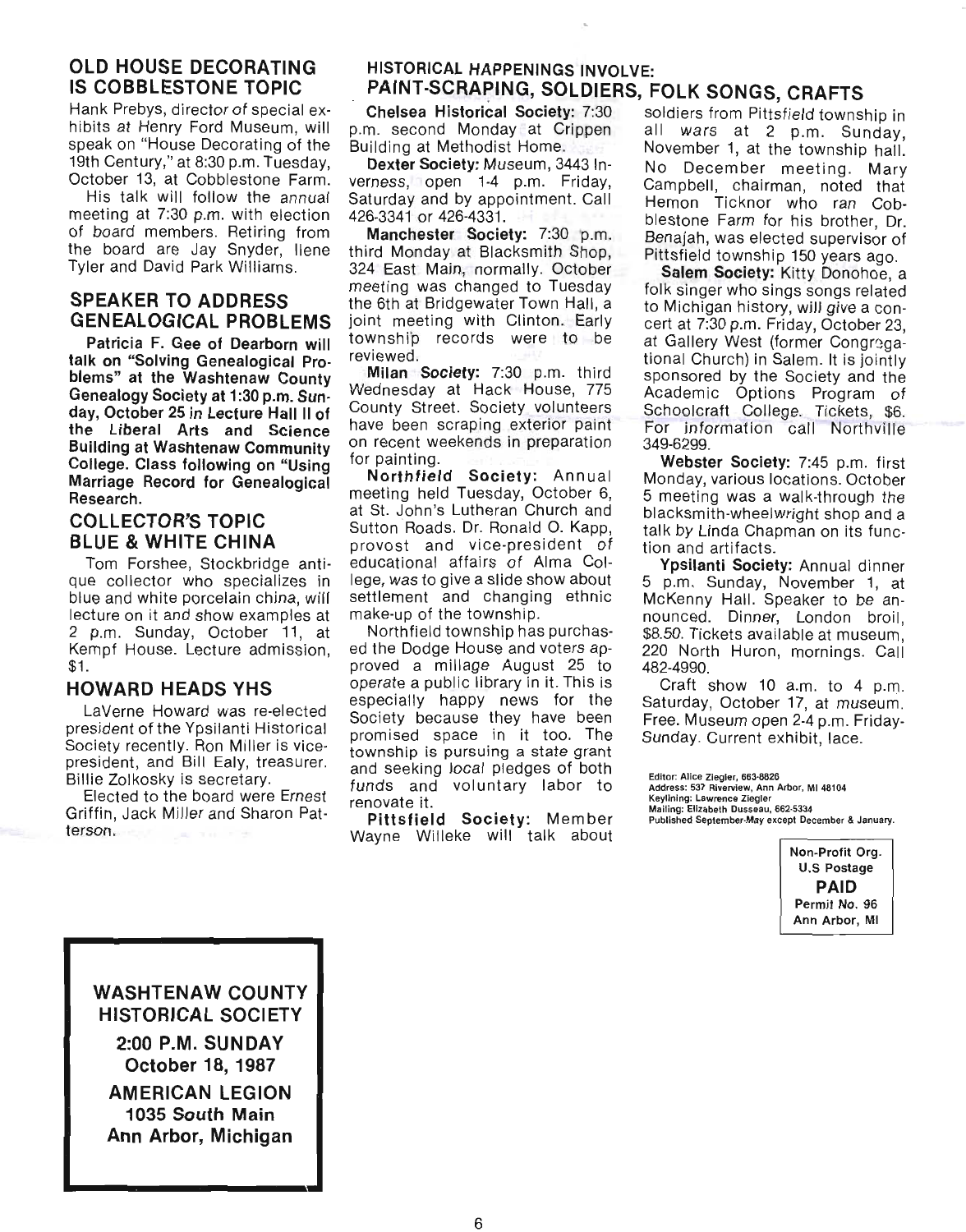## OLD HOUSE DECORATING IS COBBLESTONE TOPIC

Hank Prebys, director of special exhibits at Henry Ford Museum, will speak on "House Decorating of the 19th Century," at 8:30 p.m. Tuesday, October 13, at Cobblestone Farm.

His talk will follow the annual meeting at 7:30 p.m. with election of board members. Retiring from the board are Jay Snyder, Ilene Tyler and David Park Williams.

## SPEAKER TO ADDRESS GENEALOGICAL PROBLEMS

**Patricia F. Gee of Dearborn will talk on "Solving Genealogical Problems" at the Washtenaw County Genealogy Society at 1:30 p.m. Sunday, October 25 in Lecture Hall II of the Liberal Arts and Science Building at Washtenaw Community College. Class following on "Using Marriage Record for Genealogical Research.**

## COLLECTOR'S TOPIC BLUE & WHITE CHINA

Tom Forshee, Stockbridge antique collector who specializes in blue and white porcelain china, will lecture on it and show examples at 2 p.m. Sunday, October 11, at Kempf House. Lecture admission, $1.

## HOWARD HEADS YHS

LaVerne Howard was re-elected president of the Ypsilanti Historical Society recently. Ron Miller is vice-president, and Bill Ealy, treasurer. Billie Zolkosky is secretary.

Elected to the board were Ernest Griffin, Jack Miller and Sharon Patterson.

## HISTORICAL HAPPENINGS INVOLVE: PAINT-SCRAPING, SOLDIERS, FOLK SONGS, CRAFTS

**Chelsea Historical Society:** 7:30 p.m. second Monday at Crippen Building at Methodist Home.

**Dexter Society:** Museum, 3443 Inverness, open 1-4 p.m. Friday, Saturday and by appointment. Call 426-3341 or 426-4331.

**Manchester Society:** 7:30 p.m. third Monday at Blacksmith Shop, 324 East Main, normally. October meeting was changed to Tuesday the 6th at Bridgewater Town Hall, a joint meeting with Clinton. Early township records were to be reviewed.

**Milan Society:** 7:30 p.m. third Wednesday at Hack House, 775 County Street. Society volunteers have been scraping exterior paint on recent weekends in preparation for painting.

**Northfield Society:** Annual meeting held Tuesday, October 6, at St. John's Lutheran Church and Sutton Roads. Dr. Ronald O. Kapp, provost and vice-president of educational affairs of Alma College, was to give a slide show about settlement and changing ethnic make-up of the township.

Northfield township has purchased the Dodge House and voters approved a millage August 25 to operate a public library in it. This is especially happy news for the Society because they have been promised space in it too. The township is pursuing a state grant and seeking local pledges of both funds and voluntary labor to renovate it.

**Pittsfield Society:** Member Wayne Willeke will talk about soldiers from Pittsfield township in all wars at 2 p.m. Sunday, November 1, at the township hall. No December meeting. Mary Campbell, chairman, noted that Hemon Ticknor who ran Cobblestone Farm for his brother, Dr. Benajah, was elected supervisor of Pittsfield township 150 years ago.

**Salem Society:** Kitty Donohoe, a folk singer who sings songs related to Michigan history, will give a concert at 7:30 p.m. Friday, October 23, at Gallery West (former Congregational Church) in Salem. It is jointly sponsored by the Society and the Academic Options Program of Schoolcraft College. Tickets, $6. For information call Northville 349-6299.

**Webster Society:** 7:45 p.m. first Monday, various locations. October 5 meeting was a walk-through the blacksmith-wheelwright shop and a talk by Linda Chapman on its function and artifacts.

**Ypsilanti Society:** Annual dinner 5 p.m. Sunday, November 1, at McKenny Hall. Speaker to be announced. Dinner, London broil, $8.50. Tickets available at museum, 220 North Huron, mornings. Call 482-4990.

Craft show 10 a.m. to 4 p.m. Saturday, October 17, at museum. Free. Museum open 2-4 p.m. Friday-Sunday. Current exhibit, lace.

Editor: Alice Ziegler, 663-8826
Address: 537 Riverview, Ann Arbor, MI 48104
Keylining: Lawrence Ziegler
Mailing: Elizabeth Dusseau, 662-5334
Published September-May except December & January.

Non-Profit Org.
U.S Postage
**PAID**
Permit No. 96
Ann Arbor, MI

**WASHTENAW COUNTY HISTORICAL SOCIETY**

**2:00 P.M. SUNDAY**
**October 18, 1987**

**AMERICAN LEGION**
**1035 South Main**
**Ann Arbor, Michigan**